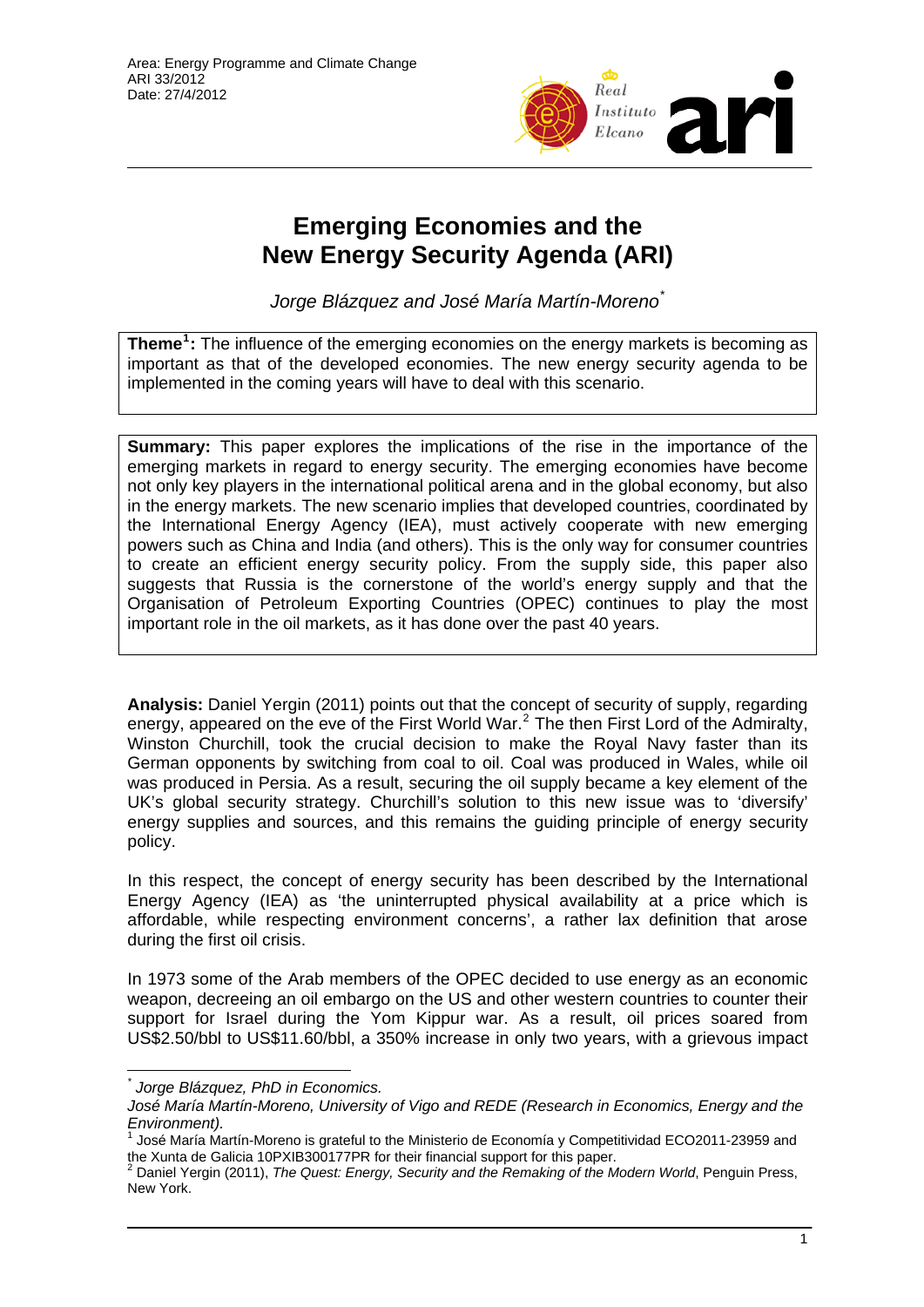Area: Energy Programme and Climate Change
ARI 33/2012
Date: 27/4/2012

# Emerging Economies and the New Energy Security Agenda (ARI)

*Jorge Blázquez and José María Martín-Moreno*[*]

**Theme**[1]**:** The influence of the emerging economies on the energy markets is becoming as important as that of the developed economies. The new energy security agenda to be implemented in the coming years will have to deal with this scenario.

**Summary:** This paper explores the implications of the rise in the importance of the emerging markets in regard to energy security. The emerging economies have become not only key players in the international political arena and in the global economy, but also in the energy markets. The new scenario implies that developed countries, coordinated by the International Energy Agency (IEA), must actively cooperate with new emerging powers such as China and India (and others). This is the only way for consumer countries to create an efficient energy security policy. From the supply side, this paper also suggests that Russia is the cornerstone of the world's energy supply and that the Organisation of Petroleum Exporting Countries (OPEC) continues to play the most important role in the oil markets, as it has done over the past 40 years.

**Analysis:** Daniel Yergin (2011) points out that the concept of security of supply, regarding energy, appeared on the eve of the First World War.[2] The then First Lord of the Admiralty, Winston Churchill, took the crucial decision to make the Royal Navy faster than its German opponents by switching from coal to oil. Coal was produced in Wales, while oil was produced in Persia. As a result, securing the oil supply became a key element of the UK's global security strategy. Churchill's solution to this new issue was to 'diversify' energy supplies and sources, and this remains the guiding principle of energy security policy.

In this respect, the concept of energy security has been described by the International Energy Agency (IEA) as 'the uninterrupted physical availability at a price which is affordable, while respecting environment concerns', a rather lax definition that arose during the first oil crisis.

In 1973 some of the Arab members of the OPEC decided to use energy as an economic weapon, decreeing an oil embargo on the US and other western countries to counter their support for Israel during the Yom Kippur war. As a result, oil prices soared from US$2.50/bbl to US$11.60/bbl, a 350% increase in only two years, with a grievous impact

---

[*] *Jorge Blázquez, PhD in Economics.*
*José María Martín-Moreno, University of Vigo and REDE (Research in Economics, Energy and the Environment).*

[1] José María Martín-Moreno is grateful to the Ministerio de Economía y Competitividad ECO2011-23959 and the Xunta de Galicia 10PXIB300177PR for their financial support for this paper.

[2] Daniel Yergin (2011), *The Quest: Energy, Security and the Remaking of the Modern World*, Penguin Press, New York.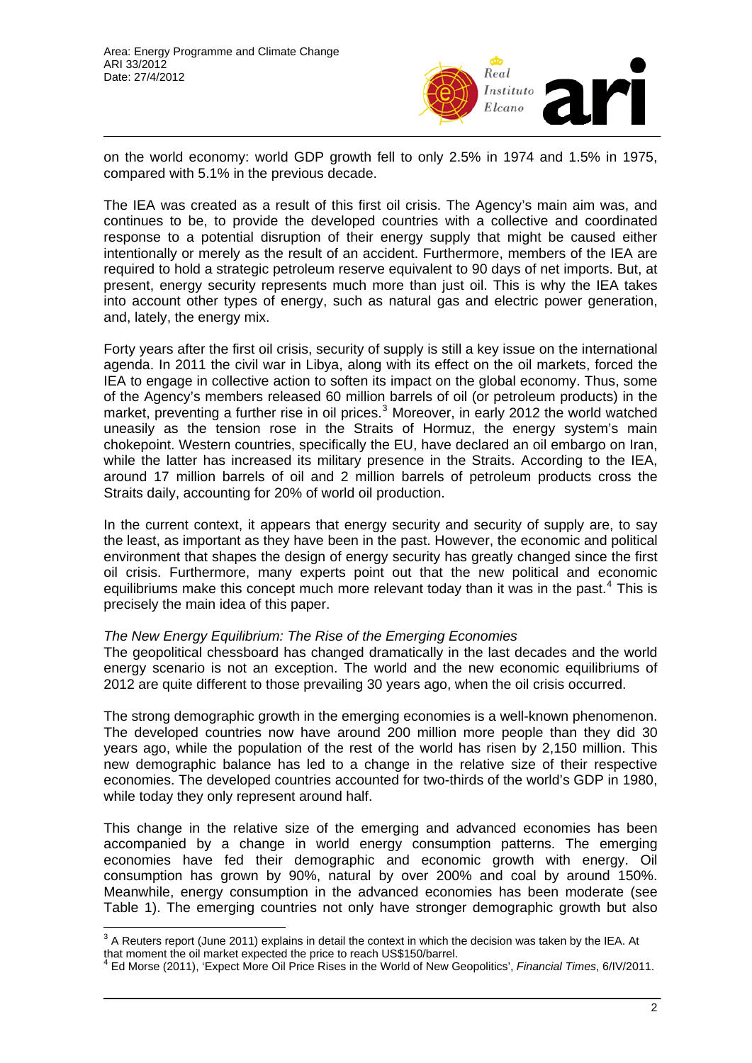on the world economy: world GDP growth fell to only 2.5% in 1974 and 1.5% in 1975, compared with 5.1% in the previous decade.

The IEA was created as a result of this first oil crisis. The Agency's main aim was, and continues to be, to provide the developed countries with a collective and coordinated response to a potential disruption of their energy supply that might be caused either intentionally or merely as the result of an accident. Furthermore, members of the IEA are required to hold a strategic petroleum reserve equivalent to 90 days of net imports. But, at present, energy security represents much more than just oil. This is why the IEA takes into account other types of energy, such as natural gas and electric power generation, and, lately, the energy mix.

Forty years after the first oil crisis, security of supply is still a key issue on the international agenda. In 2011 the civil war in Libya, along with its effect on the oil markets, forced the IEA to engage in collective action to soften its impact on the global economy. Thus, some of the Agency's members released 60 million barrels of oil (or petroleum products) in the market, preventing a further rise in oil prices.[3] Moreover, in early 2012 the world watched uneasily as the tension rose in the Straits of Hormuz, the energy system's main chokepoint. Western countries, specifically the EU, have declared an oil embargo on Iran, while the latter has increased its military presence in the Straits. According to the IEA, around 17 million barrels of oil and 2 million barrels of petroleum products cross the Straits daily, accounting for 20% of world oil production.

In the current context, it appears that energy security and security of supply are, to say the least, as important as they have been in the past. However, the economic and political environment that shapes the design of energy security has greatly changed since the first oil crisis. Furthermore, many experts point out that the new political and economic equilibriums make this concept much more relevant today than it was in the past.[4] This is precisely the main idea of this paper.

*The New Energy Equilibrium: The Rise of the Emerging Economies*

The geopolitical chessboard has changed dramatically in the last decades and the world energy scenario is not an exception. The world and the new economic equilibriums of 2012 are quite different to those prevailing 30 years ago, when the oil crisis occurred.

The strong demographic growth in the emerging economies is a well-known phenomenon. The developed countries now have around 200 million more people than they did 30 years ago, while the population of the rest of the world has risen by 2,150 million. This new demographic balance has led to a change in the relative size of their respective economies. The developed countries accounted for two-thirds of the world's GDP in 1980, while today they only represent around half.

This change in the relative size of the emerging and advanced economies has been accompanied by a change in world energy consumption patterns. The emerging economies have fed their demographic and economic growth with energy. Oil consumption has grown by 90%, natural by over 200% and coal by around 150%. Meanwhile, energy consumption in the advanced economies has been moderate (see Table 1). The emerging countries not only have stronger demographic growth but also

[3] A Reuters report (June 2011) explains in detail the context in which the decision was taken by the IEA. At that moment the oil market expected the price to reach US$150/barrel.

[4] Ed Morse (2011), 'Expect More Oil Price Rises in the World of New Geopolitics', *Financial Times*, 6/IV/2011.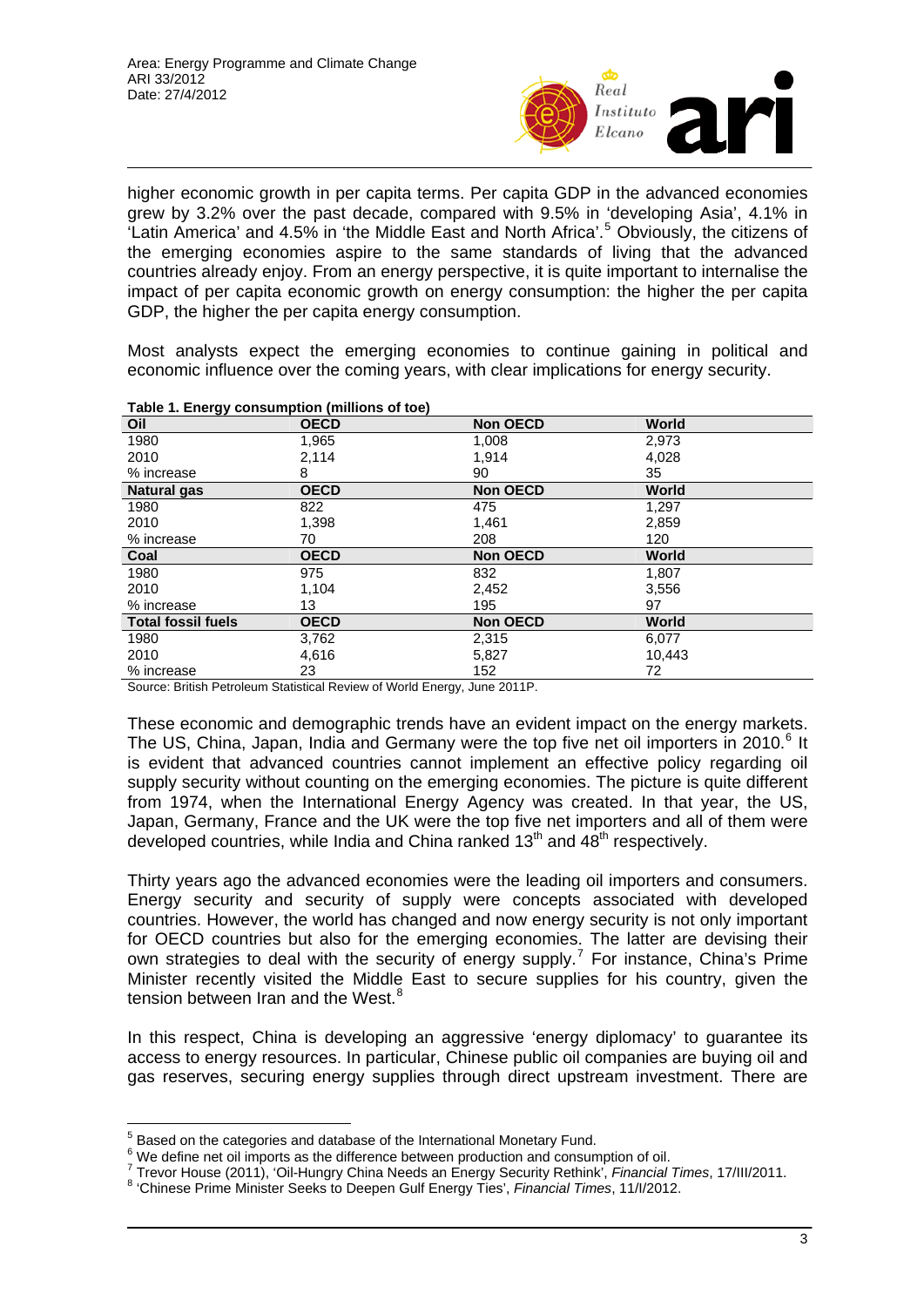higher economic growth in per capita terms. Per capita GDP in the advanced economies grew by 3.2% over the past decade, compared with 9.5% in 'developing Asia', 4.1% in 'Latin America' and 4.5% in 'the Middle East and North Africa'.[5] Obviously, the citizens of the emerging economies aspire to the same standards of living that the advanced countries already enjoy. From an energy perspective, it is quite important to internalise the impact of per capita economic growth on energy consumption: the higher the per capita GDP, the higher the per capita energy consumption.

Most analysts expect the emerging economies to continue gaining in political and economic influence over the coming years, with clear implications for energy security.

**Table 1. Energy consumption (millions of toe)**

| **Oil** | **OECD** | **Non OECD** | **World** |
|---|---|---|---|
| 1980 | 1,965 | 1,008 | 2,973 |
| 2010 | 2,114 | 1,914 | 4,028 |
| % increase | 8 | 90 | 35 |
| **Natural gas** | **OECD** | **Non OECD** | **World** |
| 1980 | 822 | 475 | 1,297 |
| 2010 | 1,398 | 1,461 | 2,859 |
| % increase | 70 | 208 | 120 |
| **Coal** | **OECD** | **Non OECD** | **World** |
| 1980 | 975 | 832 | 1,807 |
| 2010 | 1,104 | 2,452 | 3,556 |
| % increase | 13 | 195 | 97 |
| **Total fossil fuels** | **OECD** | **Non OECD** | **World** |
| 1980 | 3,762 | 2,315 | 6,077 |
| 2010 | 4,616 | 5,827 | 10,443 |
| % increase | 23 | 152 | 72 |

Source: British Petroleum Statistical Review of World Energy, June 2011P.

These economic and demographic trends have an evident impact on the energy markets. The US, China, Japan, India and Germany were the top five net oil importers in 2010.[6] It is evident that advanced countries cannot implement an effective policy regarding oil supply security without counting on the emerging economies. The picture is quite different from 1974, when the International Energy Agency was created. In that year, the US, Japan, Germany, France and the UK were the top five net importers and all of them were developed countries, while India and China ranked 13th and 48th respectively.

Thirty years ago the advanced economies were the leading oil importers and consumers. Energy security and security of supply were concepts associated with developed countries. However, the world has changed and now energy security is not only important for OECD countries but also for the emerging economies. The latter are devising their own strategies to deal with the security of energy supply.[7] For instance, China's Prime Minister recently visited the Middle East to secure supplies for his country, given the tension between Iran and the West.[8]

In this respect, China is developing an aggressive 'energy diplomacy' to guarantee its access to energy resources. In particular, Chinese public oil companies are buying oil and gas reserves, securing energy supplies through direct upstream investment. There are

---

[5] Based on the categories and database of the International Monetary Fund.

[6] We define net oil imports as the difference between production and consumption of oil.

[7] Trevor House (2011), 'Oil-Hungry China Needs an Energy Security Rethink', *Financial Times*, 17/III/2011.

[8] 'Chinese Prime Minister Seeks to Deepen Gulf Energy Ties', *Financial Times*, 11/I/2012.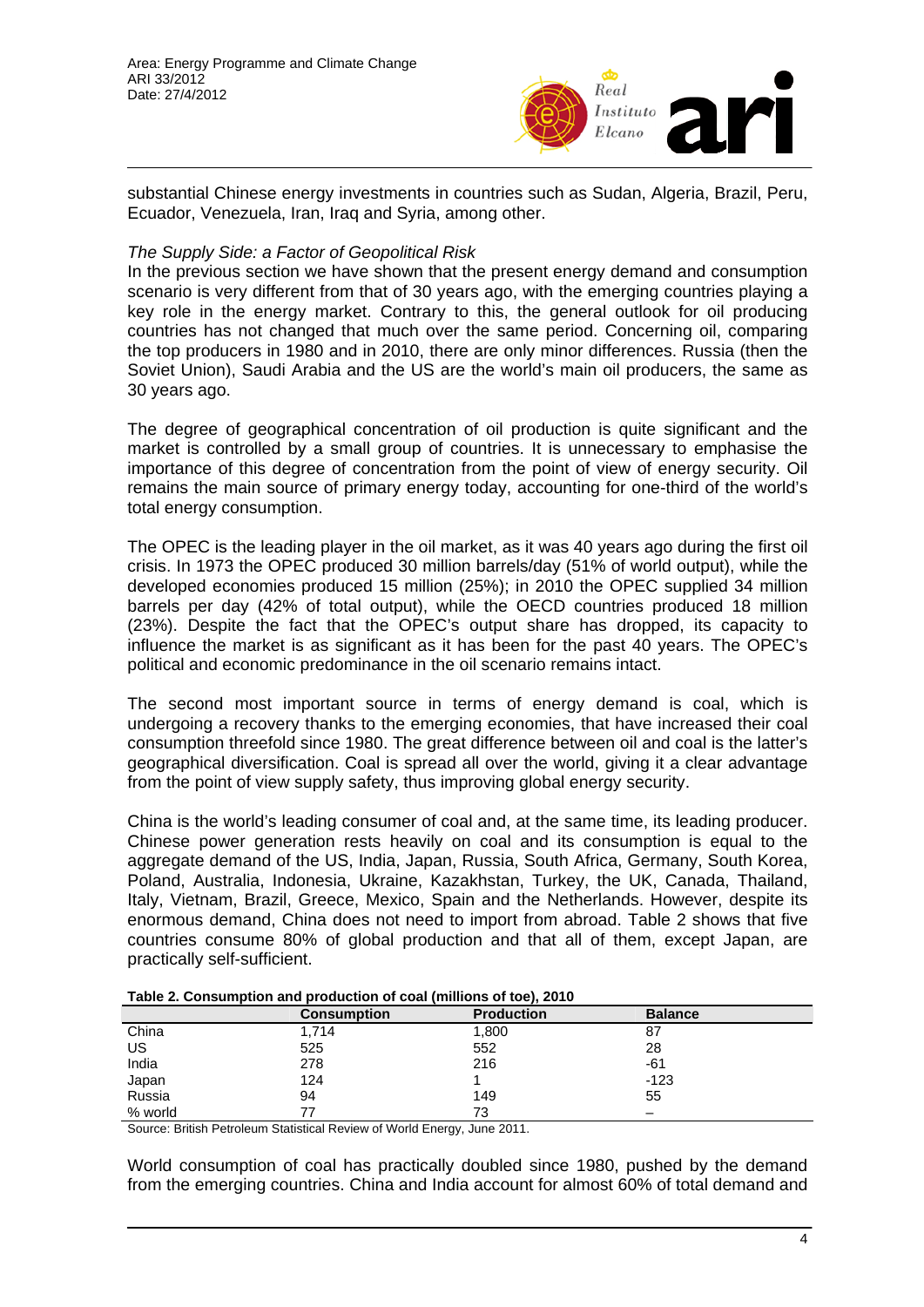substantial Chinese energy investments in countries such as Sudan, Algeria, Brazil, Peru, Ecuador, Venezuela, Iran, Iraq and Syria, among other.

*The Supply Side: a Factor of Geopolitical Risk*

In the previous section we have shown that the present energy demand and consumption scenario is very different from that of 30 years ago, with the emerging countries playing a key role in the energy market. Contrary to this, the general outlook for oil producing countries has not changed that much over the same period. Concerning oil, comparing the top producers in 1980 and in 2010, there are only minor differences. Russia (then the Soviet Union), Saudi Arabia and the US are the world's main oil producers, the same as 30 years ago.

The degree of geographical concentration of oil production is quite significant and the market is controlled by a small group of countries. It is unnecessary to emphasise the importance of this degree of concentration from the point of view of energy security. Oil remains the main source of primary energy today, accounting for one-third of the world's total energy consumption.

The OPEC is the leading player in the oil market, as it was 40 years ago during the first oil crisis. In 1973 the OPEC produced 30 million barrels/day (51% of world output), while the developed economies produced 15 million (25%); in 2010 the OPEC supplied 34 million barrels per day (42% of total output), while the OECD countries produced 18 million (23%). Despite the fact that the OPEC's output share has dropped, its capacity to influence the market is as significant as it has been for the past 40 years. The OPEC's political and economic predominance in the oil scenario remains intact.

The second most important source in terms of energy demand is coal, which is undergoing a recovery thanks to the emerging economies, that have increased their coal consumption threefold since 1980. The great difference between oil and coal is the latter's geographical diversification. Coal is spread all over the world, giving it a clear advantage from the point of view supply safety, thus improving global energy security.

China is the world's leading consumer of coal and, at the same time, its leading producer. Chinese power generation rests heavily on coal and its consumption is equal to the aggregate demand of the US, India, Japan, Russia, South Africa, Germany, South Korea, Poland, Australia, Indonesia, Ukraine, Kazakhstan, Turkey, the UK, Canada, Thailand, Italy, Vietnam, Brazil, Greece, Mexico, Spain and the Netherlands. However, despite its enormous demand, China does not need to import from abroad. Table 2 shows that five countries consume 80% of global production and that all of them, except Japan, are practically self-sufficient.

**Table 2. Consumption and production of coal (millions of toe), 2010**

| | Consumption | Production | Balance |
|---|---|---|---|
| China | 1,714 | 1,800 | 87 |
| US | 525 | 552 | 28 |
| India | 278 | 216 | -61 |
| Japan | 124 | 1 | -123 |
| Russia | 94 | 149 | 55 |
| % world | 77 | 73 | – |

Source: British Petroleum Statistical Review of World Energy, June 2011.

World consumption of coal has practically doubled since 1980, pushed by the demand from the emerging countries. China and India account for almost 60% of total demand and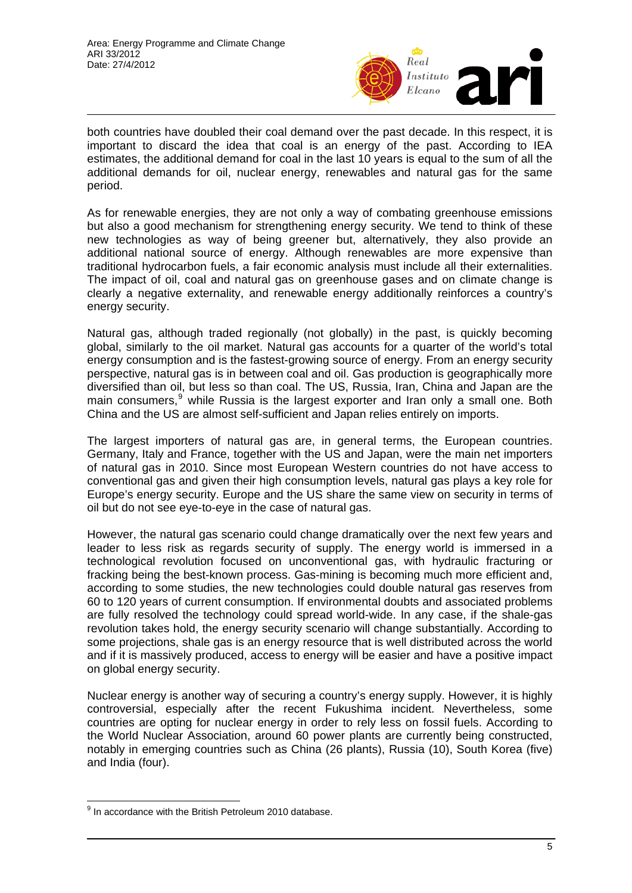both countries have doubled their coal demand over the past decade. In this respect, it is important to discard the idea that coal is an energy of the past. According to IEA estimates, the additional demand for coal in the last 10 years is equal to the sum of all the additional demands for oil, nuclear energy, renewables and natural gas for the same period.

As for renewable energies, they are not only a way of combating greenhouse emissions but also a good mechanism for strengthening energy security. We tend to think of these new technologies as way of being greener but, alternatively, they also provide an additional national source of energy. Although renewables are more expensive than traditional hydrocarbon fuels, a fair economic analysis must include all their externalities. The impact of oil, coal and natural gas on greenhouse gases and on climate change is clearly a negative externality, and renewable energy additionally reinforces a country's energy security.

Natural gas, although traded regionally (not globally) in the past, is quickly becoming global, similarly to the oil market. Natural gas accounts for a quarter of the world's total energy consumption and is the fastest-growing source of energy. From an energy security perspective, natural gas is in between coal and oil. Gas production is geographically more diversified than oil, but less so than coal. The US, Russia, Iran, China and Japan are the main consumers,[9] while Russia is the largest exporter and Iran only a small one. Both China and the US are almost self-sufficient and Japan relies entirely on imports.

The largest importers of natural gas are, in general terms, the European countries. Germany, Italy and France, together with the US and Japan, were the main net importers of natural gas in 2010. Since most European Western countries do not have access to conventional gas and given their high consumption levels, natural gas plays a key role for Europe's energy security. Europe and the US share the same view on security in terms of oil but do not see eye-to-eye in the case of natural gas.

However, the natural gas scenario could change dramatically over the next few years and leader to less risk as regards security of supply. The energy world is immersed in a technological revolution focused on unconventional gas, with hydraulic fracturing or fracking being the best-known process. Gas-mining is becoming much more efficient and, according to some studies, the new technologies could double natural gas reserves from 60 to 120 years of current consumption. If environmental doubts and associated problems are fully resolved the technology could spread world-wide. In any case, if the shale-gas revolution takes hold, the energy security scenario will change substantially. According to some projections, shale gas is an energy resource that is well distributed across the world and if it is massively produced, access to energy will be easier and have a positive impact on global energy security.

Nuclear energy is another way of securing a country's energy supply. However, it is highly controversial, especially after the recent Fukushima incident. Nevertheless, some countries are opting for nuclear energy in order to rely less on fossil fuels. According to the World Nuclear Association, around 60 power plants are currently being constructed, notably in emerging countries such as China (26 plants), Russia (10), South Korea (five) and India (four).

---

[9] In accordance with the British Petroleum 2010 database.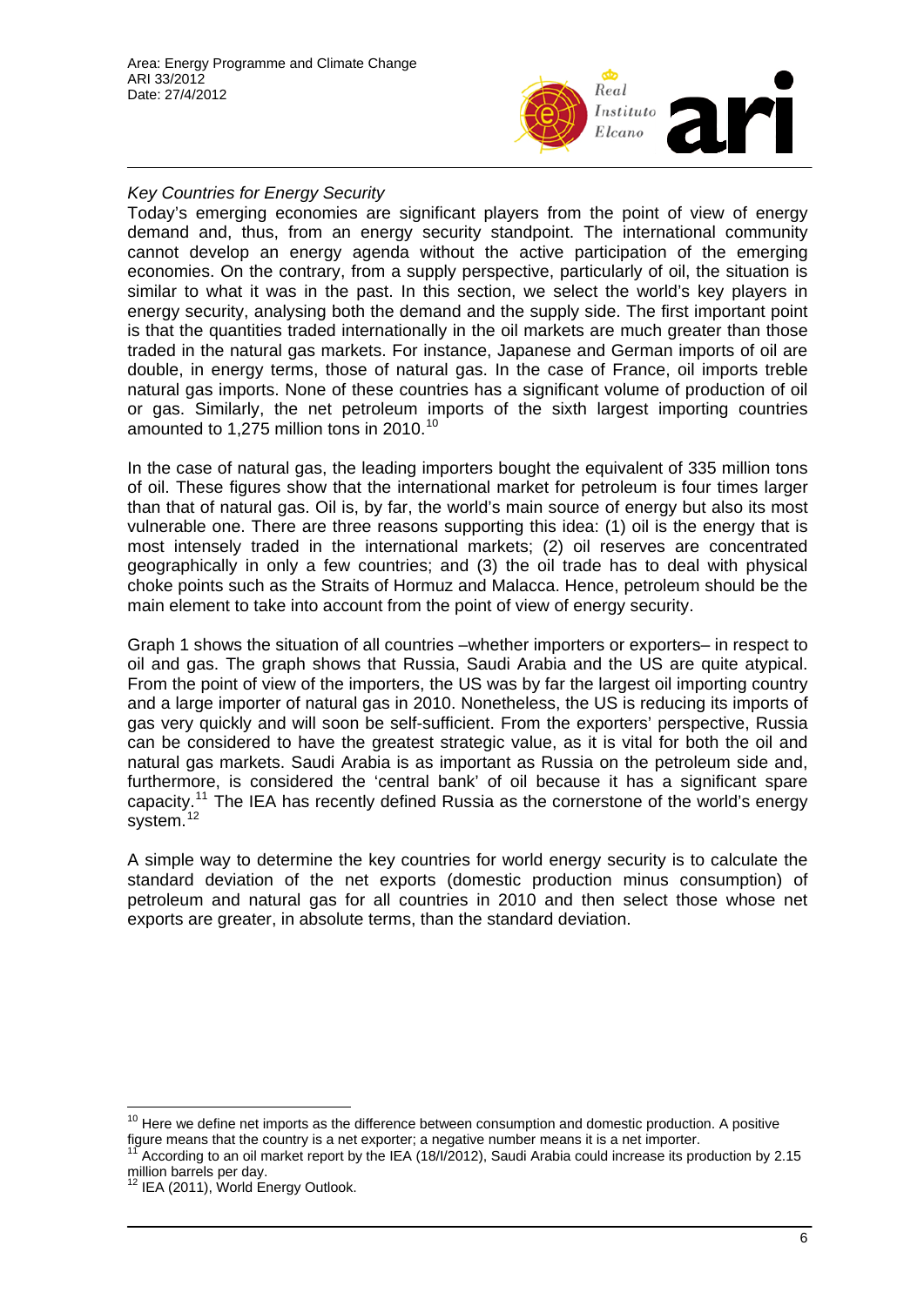*Key Countries for Energy Security*

Today's emerging economies are significant players from the point of view of energy demand and, thus, from an energy security standpoint. The international community cannot develop an energy agenda without the active participation of the emerging economies. On the contrary, from a supply perspective, particularly of oil, the situation is similar to what it was in the past. In this section, we select the world's key players in energy security, analysing both the demand and the supply side. The first important point is that the quantities traded internationally in the oil markets are much greater than those traded in the natural gas markets. For instance, Japanese and German imports of oil are double, in energy terms, those of natural gas. In the case of France, oil imports treble natural gas imports. None of these countries has a significant volume of production of oil or gas. Similarly, the net petroleum imports of the sixth largest importing countries amounted to 1,275 million tons in 2010.[10]

In the case of natural gas, the leading importers bought the equivalent of 335 million tons of oil. These figures show that the international market for petroleum is four times larger than that of natural gas. Oil is, by far, the world's main source of energy but also its most vulnerable one. There are three reasons supporting this idea: (1) oil is the energy that is most intensely traded in the international markets; (2) oil reserves are concentrated geographically in only a few countries; and (3) the oil trade has to deal with physical choke points such as the Straits of Hormuz and Malacca. Hence, petroleum should be the main element to take into account from the point of view of energy security.

Graph 1 shows the situation of all countries –whether importers or exporters– in respect to oil and gas. The graph shows that Russia, Saudi Arabia and the US are quite atypical. From the point of view of the importers, the US was by far the largest oil importing country and a large importer of natural gas in 2010. Nonetheless, the US is reducing its imports of gas very quickly and will soon be self-sufficient. From the exporters' perspective, Russia can be considered to have the greatest strategic value, as it is vital for both the oil and natural gas markets. Saudi Arabia is as important as Russia on the petroleum side and, furthermore, is considered the 'central bank' of oil because it has a significant spare capacity.[11] The IEA has recently defined Russia as the cornerstone of the world's energy system.[12]

A simple way to determine the key countries for world energy security is to calculate the standard deviation of the net exports (domestic production minus consumption) of petroleum and natural gas for all countries in 2010 and then select those whose net exports are greater, in absolute terms, than the standard deviation.

---

[10] Here we define net imports as the difference between consumption and domestic production. A positive figure means that the country is a net exporter; a negative number means it is a net importer.

[11] According to an oil market report by the IEA (18/I/2012), Saudi Arabia could increase its production by 2.15 million barrels per day.

[12] IEA (2011), World Energy Outlook.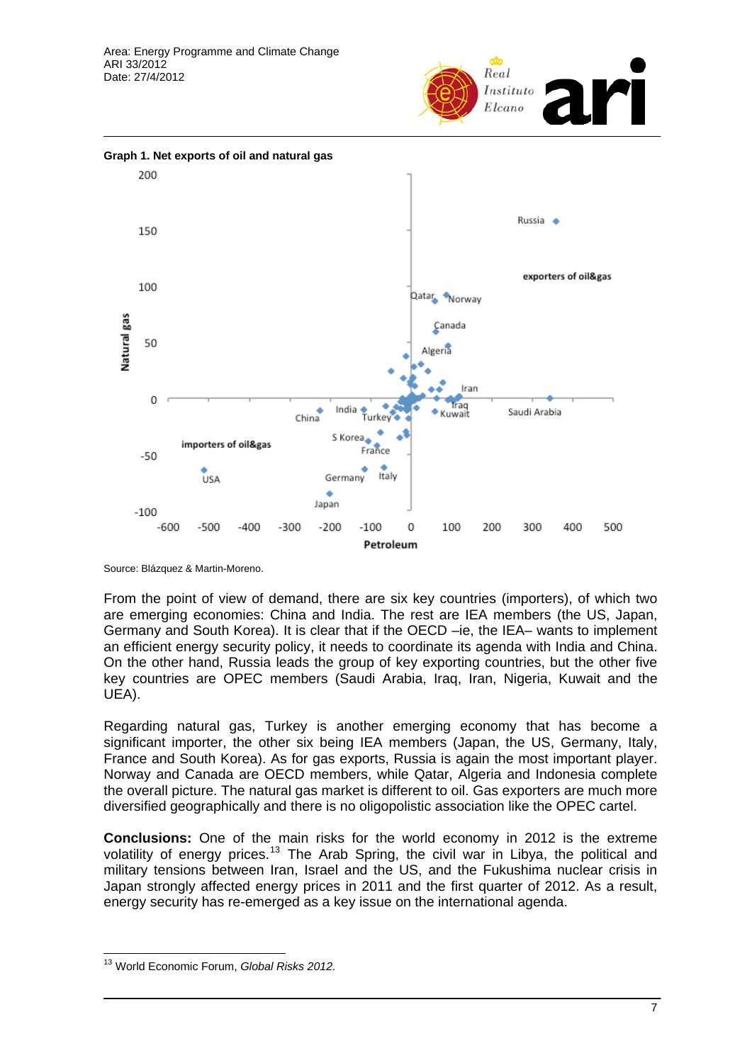**Graph 1. Net exports of oil and natural gas**

Source: Blázquez & Martin-Moreno.

From the point of view of demand, there are six key countries (importers), of which two are emerging economies: China and India. The rest are IEA members (the US, Japan, Germany and South Korea). It is clear that if the OECD –ie, the IEA– wants to implement an efficient energy security policy, it needs to coordinate its agenda with India and China. On the other hand, Russia leads the group of key exporting countries, but the other five key countries are OPEC members (Saudi Arabia, Iraq, Iran, Nigeria, Kuwait and the UEA).

Regarding natural gas, Turkey is another emerging economy that has become a significant importer, the other six being IEA members (Japan, the US, Germany, Italy, France and South Korea). As for gas exports, Russia is again the most important player. Norway and Canada are OECD members, while Qatar, Algeria and Indonesia complete the overall picture. The natural gas market is different to oil. Gas exporters are much more diversified geographically and there is no oligopolistic association like the OPEC cartel.

**Conclusions:** One of the main risks for the world economy in 2012 is the extreme volatility of energy prices.[13] The Arab Spring, the civil war in Libya, the political and military tensions between Iran, Israel and the US, and the Fukushima nuclear crisis in Japan strongly affected energy prices in 2011 and the first quarter of 2012. As a result, energy security has re-emerged as a key issue on the international agenda.

---

[13] World Economic Forum, *Global Risks 2012.*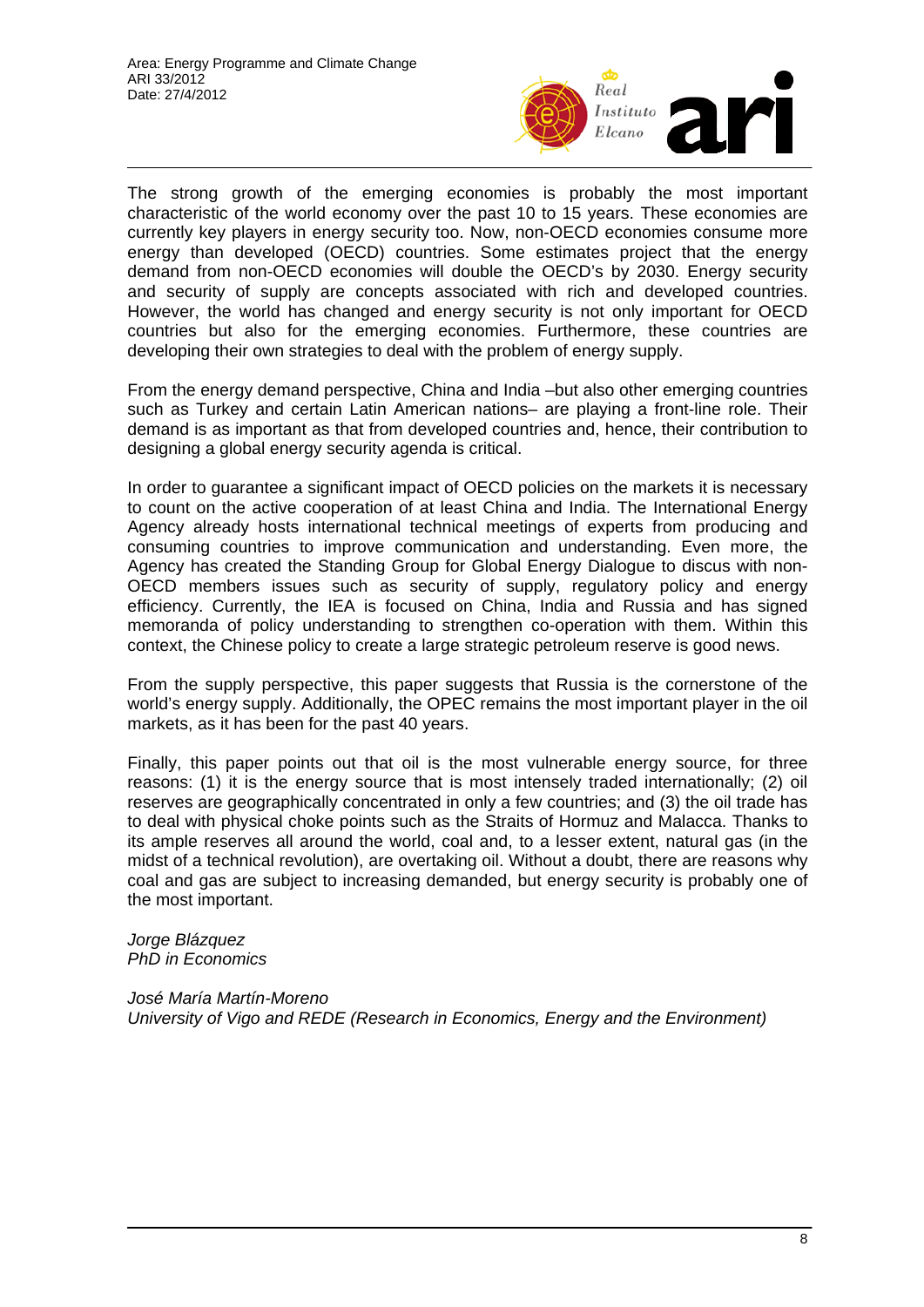The strong growth of the emerging economies is probably the most important characteristic of the world economy over the past 10 to 15 years. These economies are currently key players in energy security too. Now, non-OECD economies consume more energy than developed (OECD) countries. Some estimates project that the energy demand from non-OECD economies will double the OECD's by 2030. Energy security and security of supply are concepts associated with rich and developed countries. However, the world has changed and energy security is not only important for OECD countries but also for the emerging economies. Furthermore, these countries are developing their own strategies to deal with the problem of energy supply.

From the energy demand perspective, China and India –but also other emerging countries such as Turkey and certain Latin American nations– are playing a front-line role. Their demand is as important as that from developed countries and, hence, their contribution to designing a global energy security agenda is critical.

In order to guarantee a significant impact of OECD policies on the markets it is necessary to count on the active cooperation of at least China and India. The International Energy Agency already hosts international technical meetings of experts from producing and consuming countries to improve communication and understanding. Even more, the Agency has created the Standing Group for Global Energy Dialogue to discus with non-OECD members issues such as security of supply, regulatory policy and energy efficiency. Currently, the IEA is focused on China, India and Russia and has signed memoranda of policy understanding to strengthen co-operation with them. Within this context, the Chinese policy to create a large strategic petroleum reserve is good news.

From the supply perspective, this paper suggests that Russia is the cornerstone of the world's energy supply. Additionally, the OPEC remains the most important player in the oil markets, as it has been for the past 40 years.

Finally, this paper points out that oil is the most vulnerable energy source, for three reasons: (1) it is the energy source that is most intensely traded internationally; (2) oil reserves are geographically concentrated in only a few countries; and (3) the oil trade has to deal with physical choke points such as the Straits of Hormuz and Malacca. Thanks to its ample reserves all around the world, coal and, to a lesser extent, natural gas (in the midst of a technical revolution), are overtaking oil. Without a doubt, there are reasons why coal and gas are subject to increasing demanded, but energy security is probably one of the most important.

*Jorge Blázquez*
*PhD in Economics*

*José María Martín-Moreno*
*University of Vigo and REDE (Research in Economics, Energy and the Environment)*